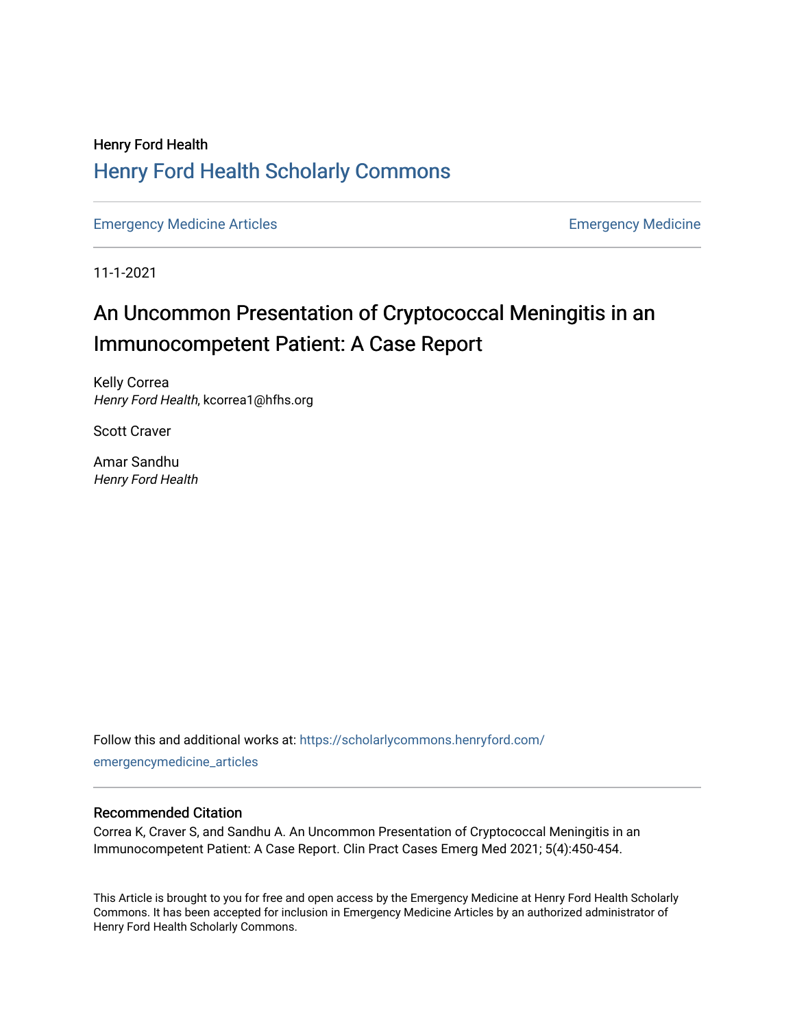Henry Ford Health

# Henry Ford Health Scholarly Commons

Emergency Medicine Articles | Emergency Medicine

11-1-2021

# An Uncommon Presentation of Cryptococcal Meningitis in an Immunocompetent Patient: A Case Report

Kelly Correa
*Henry Ford Health*, kcorrea1@hfhs.org

Scott Craver

Amar Sandhu
*Henry Ford Health*

Follow this and additional works at: https://scholarlycommons.henryford.com/emergencymedicine_articles

### Recommended Citation

Correa K, Craver S, and Sandhu A. An Uncommon Presentation of Cryptococcal Meningitis in an Immunocompetent Patient: A Case Report. Clin Pract Cases Emerg Med 2021; 5(4):450-454.

This Article is brought to you for free and open access by the Emergency Medicine at Henry Ford Health Scholarly Commons. It has been accepted for inclusion in Emergency Medicine Articles by an authorized administrator of Henry Ford Health Scholarly Commons.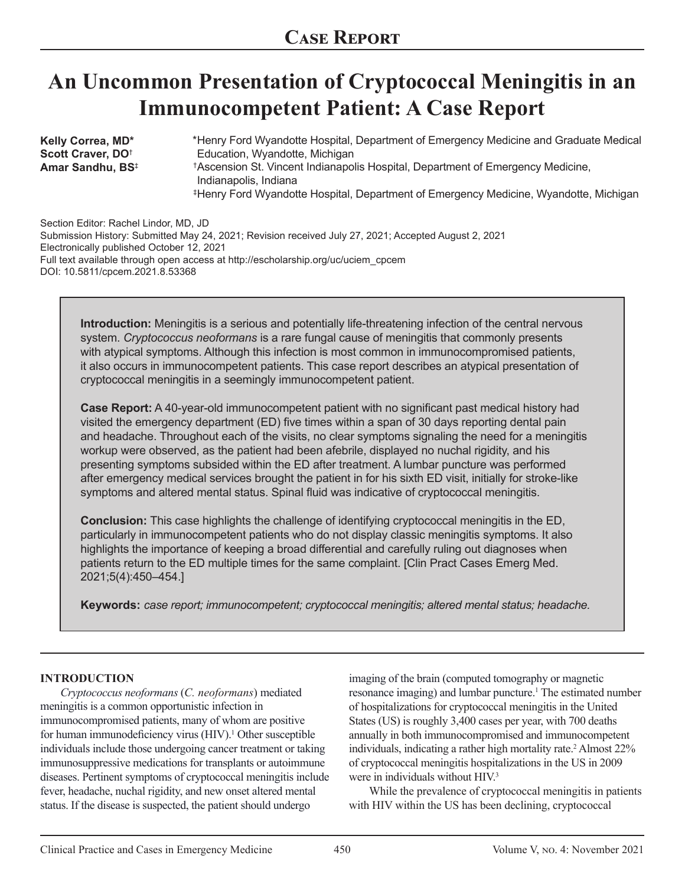# Case Report

# An Uncommon Presentation of Cryptococcal Meningitis in an Immunocompetent Patient: A Case Report

**Kelly Correa, MD*** — *Henry Ford Wyandotte Hospital, Department of Emergency Medicine and Graduate Medical Education, Wyandotte, Michigan
**Scott Craver, DO†** — †Ascension St. Vincent Indianapolis Hospital, Department of Emergency Medicine, Indianapolis, Indiana
**Amar Sandhu, BS‡** — ‡Henry Ford Wyandotte Hospital, Department of Emergency Medicine, Wyandotte, Michigan

Section Editor: Rachel Lindor, MD, JD
Submission History: Submitted May 24, 2021; Revision received July 27, 2021; Accepted August 2, 2021
Electronically published October 12, 2021
Full text available through open access at http://escholarship.org/uc/uciem_cpcem
DOI: 10.5811/cpcem.2021.8.53368

**Introduction:** Meningitis is a serious and potentially life-threatening infection of the central nervous system. *Cryptococcus neoformans* is a rare fungal cause of meningitis that commonly presents with atypical symptoms. Although this infection is most common in immunocompromised patients, it also occurs in immunocompetent patients. This case report describes an atypical presentation of cryptococcal meningitis in a seemingly immunocompetent patient.

**Case Report:** A 40-year-old immunocompetent patient with no significant past medical history had visited the emergency department (ED) five times within a span of 30 days reporting dental pain and headache. Throughout each of the visits, no clear symptoms signaling the need for a meningitis workup were observed, as the patient had been afebrile, displayed no nuchal rigidity, and his presenting symptoms subsided within the ED after treatment. A lumbar puncture was performed after emergency medical services brought the patient in for his sixth ED visit, initially for stroke-like symptoms and altered mental status. Spinal fluid was indicative of cryptococcal meningitis.

**Conclusion:** This case highlights the challenge of identifying cryptococcal meningitis in the ED, particularly in immunocompetent patients who do not display classic meningitis symptoms. It also highlights the importance of keeping a broad differential and carefully ruling out diagnoses when patients return to the ED multiple times for the same complaint. [Clin Pract Cases Emerg Med. 2021;5(4):450–454.]

**Keywords:** *case report; immunocompetent; cryptococcal meningitis; altered mental status; headache.*

## INTRODUCTION

*Cryptococcus neoformans* (*C. neoformans*) mediated meningitis is a common opportunistic infection in immunocompromised patients, many of whom are positive for human immunodeficiency virus (HIV).[1] Other susceptible individuals include those undergoing cancer treatment or taking immunosuppressive medications for transplants or autoimmune diseases. Pertinent symptoms of cryptococcal meningitis include fever, headache, nuchal rigidity, and new onset altered mental status. If the disease is suspected, the patient should undergo imaging of the brain (computed tomography or magnetic resonance imaging) and lumbar puncture.[1] The estimated number of hospitalizations for cryptococcal meningitis in the United States (US) is roughly 3,400 cases per year, with 700 deaths annually in both immunocompromised and immunocompetent individuals, indicating a rather high mortality rate.[2] Almost 22% of cryptococcal meningitis hospitalizations in the US in 2009 were in individuals without HIV.[3]

While the prevalence of cryptococcal meningitis in patients with HIV within the US has been declining, cryptococcal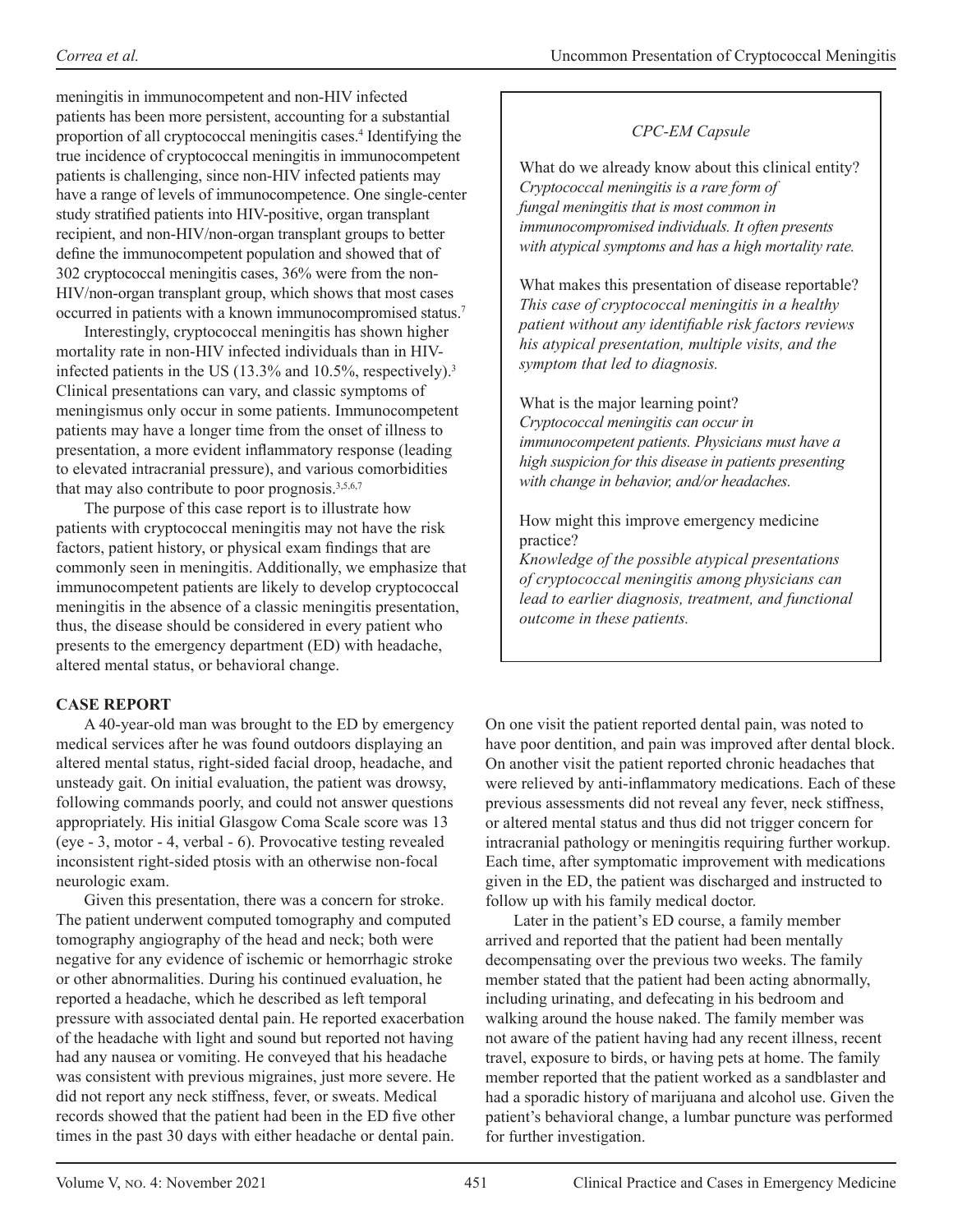meningitis in immunocompetent and non-HIV infected patients has been more persistent, accounting for a substantial proportion of all cryptococcal meningitis cases.[4] Identifying the true incidence of cryptococcal meningitis in immunocompetent patients is challenging, since non-HIV infected patients may have a range of levels of immunocompetence. One single-center study stratified patients into HIV-positive, organ transplant recipient, and non-HIV/non-organ transplant groups to better define the immunocompetent population and showed that of 302 cryptococcal meningitis cases, 36% were from the non-HIV/non-organ transplant group, which shows that most cases occurred in patients with a known immunocompromised status.[7]

Interestingly, cryptococcal meningitis has shown higher mortality rate in non-HIV infected individuals than in HIV-infected patients in the US (13.3% and 10.5%, respectively).[3] Clinical presentations can vary, and classic symptoms of meningismus only occur in some patients. Immunocompetent patients may have a longer time from the onset of illness to presentation, a more evident inflammatory response (leading to elevated intracranial pressure), and various comorbidities that may also contribute to poor prognosis.[3,5,6,7]

The purpose of this case report is to illustrate how patients with cryptococcal meningitis may not have the risk factors, patient history, or physical exam findings that are commonly seen in meningitis. Additionally, we emphasize that immunocompetent patients are likely to develop cryptococcal meningitis in the absence of a classic meningitis presentation, thus, the disease should be considered in every patient who presents to the emergency department (ED) with headache, altered mental status, or behavioral change.

> *CPC-EM Capsule*
>
> What do we already know about this clinical entity?
> *Cryptococcal meningitis is a rare form of fungal meningitis that is most common in immunocompromised individuals. It often presents with atypical symptoms and has a high mortality rate.*
>
> What makes this presentation of disease reportable?
> *This case of cryptococcal meningitis in a healthy patient without any identifiable risk factors reviews his atypical presentation, multiple visits, and the symptom that led to diagnosis.*
>
> What is the major learning point?
> *Cryptococcal meningitis can occur in immunocompetent patients. Physicians must have a high suspicion for this disease in patients presenting with change in behavior, and/or headaches.*
>
> How might this improve emergency medicine practice?
> *Knowledge of the possible atypical presentations of cryptococcal meningitis among physicians can lead to earlier diagnosis, treatment, and functional outcome in these patients.*

## CASE REPORT

A 40-year-old man was brought to the ED by emergency medical services after he was found outdoors displaying an altered mental status, right-sided facial droop, headache, and unsteady gait. On initial evaluation, the patient was drowsy, following commands poorly, and could not answer questions appropriately. His initial Glasgow Coma Scale score was 13 (eye - 3, motor - 4, verbal - 6). Provocative testing revealed inconsistent right-sided ptosis with an otherwise non-focal neurologic exam.

Given this presentation, there was a concern for stroke. The patient underwent computed tomography and computed tomography angiography of the head and neck; both were negative for any evidence of ischemic or hemorrhagic stroke or other abnormalities. During his continued evaluation, he reported a headache, which he described as left temporal pressure with associated dental pain. He reported exacerbation of the headache with light and sound but reported not having had any nausea or vomiting. He conveyed that his headache was consistent with previous migraines, just more severe. He did not report any neck stiffness, fever, or sweats. Medical records showed that the patient had been in the ED five other times in the past 30 days with either headache or dental pain. On one visit the patient reported dental pain, was noted to have poor dentition, and pain was improved after dental block. On another visit the patient reported chronic headaches that were relieved by anti-inflammatory medications. Each of these previous assessments did not reveal any fever, neck stiffness, or altered mental status and thus did not trigger concern for intracranial pathology or meningitis requiring further workup. Each time, after symptomatic improvement with medications given in the ED, the patient was discharged and instructed to follow up with his family medical doctor.

Later in the patient's ED course, a family member arrived and reported that the patient had been mentally decompensating over the previous two weeks. The family member stated that the patient had been acting abnormally, including urinating, and defecating in his bedroom and walking around the house naked. The family member was not aware of the patient having had any recent illness, recent travel, exposure to birds, or having pets at home. The family member reported that the patient worked as a sandblaster and had a sporadic history of marijuana and alcohol use. Given the patient's behavioral change, a lumbar puncture was performed for further investigation.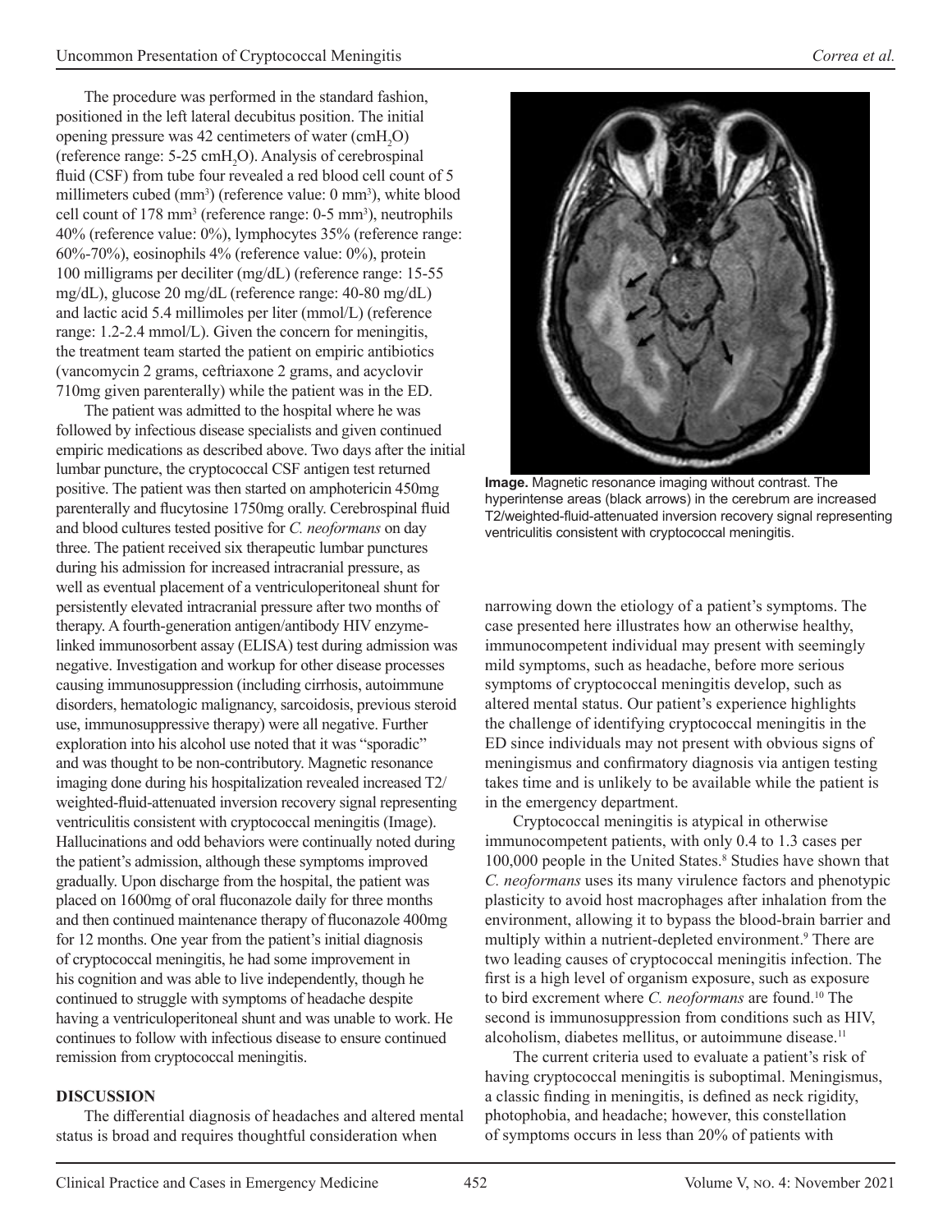The procedure was performed in the standard fashion, positioned in the left lateral decubitus position. The initial opening pressure was 42 centimeters of water ($cmH_2O$) (reference range: 5-25 $cmH_2O$). Analysis of cerebrospinal fluid (CSF) from tube four revealed a red blood cell count of 5 millimeters cubed ($mm^3$) (reference value: 0 $mm^3$), white blood cell count of 178 $mm^3$ (reference range: 0-5 $mm^3$), neutrophils 40% (reference value: 0%), lymphocytes 35% (reference range: 60%-70%), eosinophils 4% (reference value: 0%), protein 100 milligrams per deciliter (mg/dL) (reference range: 15-55 mg/dL), glucose 20 mg/dL (reference range: 40-80 mg/dL) and lactic acid 5.4 millimoles per liter (mmol/L) (reference range: 1.2-2.4 mmol/L). Given the concern for meningitis, the treatment team started the patient on empiric antibiotics (vancomycin 2 grams, ceftriaxone 2 grams, and acyclovir 710mg given parenterally) while the patient was in the ED.

The patient was admitted to the hospital where he was followed by infectious disease specialists and given continued empiric medications as described above. Two days after the initial lumbar puncture, the cryptococcal CSF antigen test returned positive. The patient was then started on amphotericin 450mg parenterally and flucytosine 1750mg orally. Cerebrospinal fluid and blood cultures tested positive for *C. neoformans* on day three. The patient received six therapeutic lumbar punctures during his admission for increased intracranial pressure, as well as eventual placement of a ventriculoperitoneal shunt for persistently elevated intracranial pressure after two months of therapy. A fourth-generation antigen/antibody HIV enzyme-linked immunosorbent assay (ELISA) test during admission was negative. Investigation and workup for other disease processes causing immunosuppression (including cirrhosis, autoimmune disorders, hematologic malignancy, sarcoidosis, previous steroid use, immunosuppressive therapy) were all negative. Further exploration into his alcohol use noted that it was "sporadic" and was thought to be non-contributory. Magnetic resonance imaging done during his hospitalization revealed increased T2/weighted-fluid-attenuated inversion recovery signal representing ventriculitis consistent with cryptococcal meningitis (Image). Hallucinations and odd behaviors were continually noted during the patient's admission, although these symptoms improved gradually. Upon discharge from the hospital, the patient was placed on 1600mg of oral fluconazole daily for three months and then continued maintenance therapy of fluconazole 400mg for 12 months. One year from the patient's initial diagnosis of cryptococcal meningitis, he had some improvement in his cognition and was able to live independently, though he continued to struggle with symptoms of headache despite having a ventriculoperitoneal shunt and was unable to work. He continues to follow with infectious disease to ensure continued remission from cryptococcal meningitis.

**Image.** Magnetic resonance imaging without contrast. The hyperintense areas (black arrows) in the cerebrum are increased T2/weighted-fluid-attenuated inversion recovery signal representing ventriculitis consistent with cryptococcal meningitis.

## DISCUSSION

The differential diagnosis of headaches and altered mental status is broad and requires thoughtful consideration when narrowing down the etiology of a patient's symptoms. The case presented here illustrates how an otherwise healthy, immunocompetent individual may present with seemingly mild symptoms, such as headache, before more serious symptoms of cryptococcal meningitis develop, such as altered mental status. Our patient's experience highlights the challenge of identifying cryptococcal meningitis in the ED since individuals may not present with obvious signs of meningismus and confirmatory diagnosis via antigen testing takes time and is unlikely to be available while the patient is in the emergency department.

Cryptococcal meningitis is atypical in otherwise immunocompetent patients, with only 0.4 to 1.3 cases per 100,000 people in the United States.[8] Studies have shown that *C. neoformans* uses its many virulence factors and phenotypic plasticity to avoid host macrophages after inhalation from the environment, allowing it to bypass the blood-brain barrier and multiply within a nutrient-depleted environment.[9] There are two leading causes of cryptococcal meningitis infection. The first is a high level of organism exposure, such as exposure to bird excrement where *C. neoformans* are found.[10] The second is immunosuppression from conditions such as HIV, alcoholism, diabetes mellitus, or autoimmune disease.[11]

The current criteria used to evaluate a patient's risk of having cryptococcal meningitis is suboptimal. Meningismus, a classic finding in meningitis, is defined as neck rigidity, photophobia, and headache; however, this constellation of symptoms occurs in less than 20% of patients with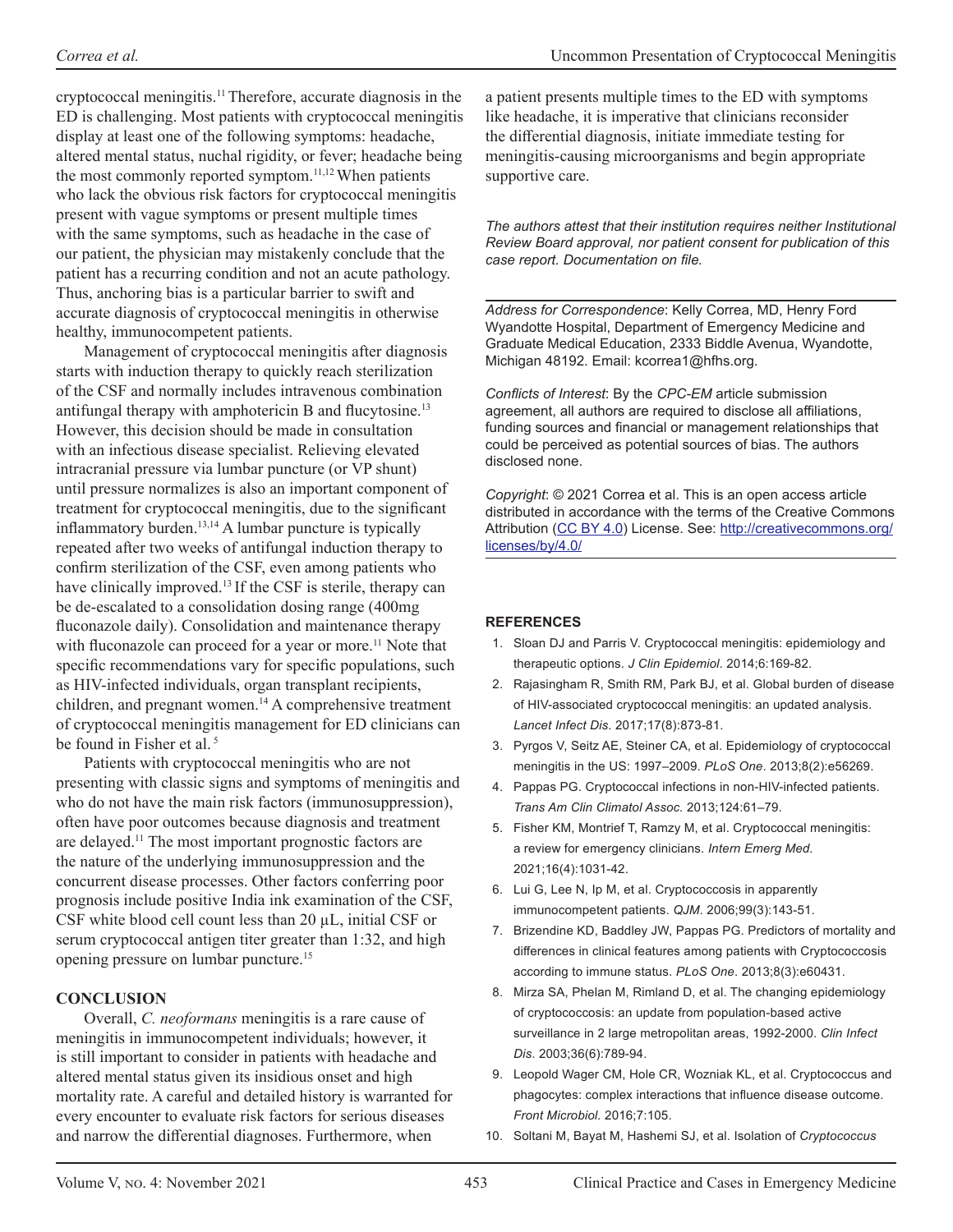cryptococcal meningitis.[11] Therefore, accurate diagnosis in the ED is challenging. Most patients with cryptococcal meningitis display at least one of the following symptoms: headache, altered mental status, nuchal rigidity, or fever; headache being the most commonly reported symptom.[11,12] When patients who lack the obvious risk factors for cryptococcal meningitis present with vague symptoms or present multiple times with the same symptoms, such as headache in the case of our patient, the physician may mistakenly conclude that the patient has a recurring condition and not an acute pathology. Thus, anchoring bias is a particular barrier to swift and accurate diagnosis of cryptococcal meningitis in otherwise healthy, immunocompetent patients.

Management of cryptococcal meningitis after diagnosis starts with induction therapy to quickly reach sterilization of the CSF and normally includes intravenous combination antifungal therapy with amphotericin B and flucytosine.[13] However, this decision should be made in consultation with an infectious disease specialist. Relieving elevated intracranial pressure via lumbar puncture (or VP shunt) until pressure normalizes is also an important component of treatment for cryptococcal meningitis, due to the significant inflammatory burden.[13,14] A lumbar puncture is typically repeated after two weeks of antifungal induction therapy to confirm sterilization of the CSF, even among patients who have clinically improved.[13] If the CSF is sterile, therapy can be de-escalated to a consolidation dosing range (400mg fluconazole daily). Consolidation and maintenance therapy with fluconazole can proceed for a year or more.[11] Note that specific recommendations vary for specific populations, such as HIV-infected individuals, organ transplant recipients, children, and pregnant women.[14] A comprehensive treatment of cryptococcal meningitis management for ED clinicians can be found in Fisher et al.[5]

Patients with cryptococcal meningitis who are not presenting with classic signs and symptoms of meningitis and who do not have the main risk factors (immunosuppression), often have poor outcomes because diagnosis and treatment are delayed.[11] The most important prognostic factors are the nature of the underlying immunosuppression and the concurrent disease processes. Other factors conferring poor prognosis include positive India ink examination of the CSF, CSF white blood cell count less than 20 µL, initial CSF or serum cryptococcal antigen titer greater than 1:32, and high opening pressure on lumbar puncture.[15]

## CONCLUSION

Overall, *C. neoformans* meningitis is a rare cause of meningitis in immunocompetent individuals; however, it is still important to consider in patients with headache and altered mental status given its insidious onset and high mortality rate. A careful and detailed history is warranted for every encounter to evaluate risk factors for serious diseases and narrow the differential diagnoses. Furthermore, when a patient presents multiple times to the ED with symptoms like headache, it is imperative that clinicians reconsider the differential diagnosis, initiate immediate testing for meningitis-causing microorganisms and begin appropriate supportive care.

*The authors attest that their institution requires neither Institutional Review Board approval, nor patient consent for publication of this case report. Documentation on file.*

---

*Address for Correspondence*: Kelly Correa, MD, Henry Ford Wyandotte Hospital, Department of Emergency Medicine and Graduate Medical Education, 2333 Biddle Avenua, Wyandotte, Michigan 48192. Email: kcorrea1@hfhs.org.

*Conflicts of Interest*: By the *CPC-EM* article submission agreement, all authors are required to disclose all affiliations, funding sources and financial or management relationships that could be perceived as potential sources of bias. The authors disclosed none.

*Copyright*: © 2021 Correa et al. This is an open access article distributed in accordance with the terms of the Creative Commons Attribution (CC BY 4.0) License. See: http://creativecommons.org/licenses/by/4.0/

---

## REFERENCES

1. Sloan DJ and Parris V. Cryptococcal meningitis: epidemiology and therapeutic options. *J Clin Epidemiol*. 2014;6:169-82.
2. Rajasingham R, Smith RM, Park BJ, et al. Global burden of disease of HIV-associated cryptococcal meningitis: an updated analysis. *Lancet Infect Dis*. 2017;17(8):873-81.
3. Pyrgos V, Seitz AE, Steiner CA, et al. Epidemiology of cryptococcal meningitis in the US: 1997–2009. *PLoS One*. 2013;8(2):e56269.
4. Pappas PG. Cryptococcal infections in non-HIV-infected patients. *Trans Am Clin Climatol Assoc*. 2013;124:61–79.
5. Fisher KM, Montrief T, Ramzy M, et al. Cryptococcal meningitis: a review for emergency clinicians. *Intern Emerg Med*. 2021;16(4):1031-42.
6. Lui G, Lee N, Ip M, et al. Cryptococcosis in apparently immunocompetent patients. *QJM*. 2006;99(3):143-51.
7. Brizendine KD, Baddley JW, Pappas PG. Predictors of mortality and differences in clinical features among patients with Cryptococcosis according to immune status. *PLoS One*. 2013;8(3):e60431.
8. Mirza SA, Phelan M, Rimland D, et al. The changing epidemiology of cryptococcosis: an update from population-based active surveillance in 2 large metropolitan areas, 1992-2000. *Clin Infect Dis*. 2003;36(6):789-94.
9. Leopold Wager CM, Hole CR, Wozniak KL, et al. Cryptococcus and phagocytes: complex interactions that influence disease outcome. *Front Microbiol*. 2016;7:105.
10. Soltani M, Bayat M, Hashemi SJ, et al. Isolation of *Cryptococcus*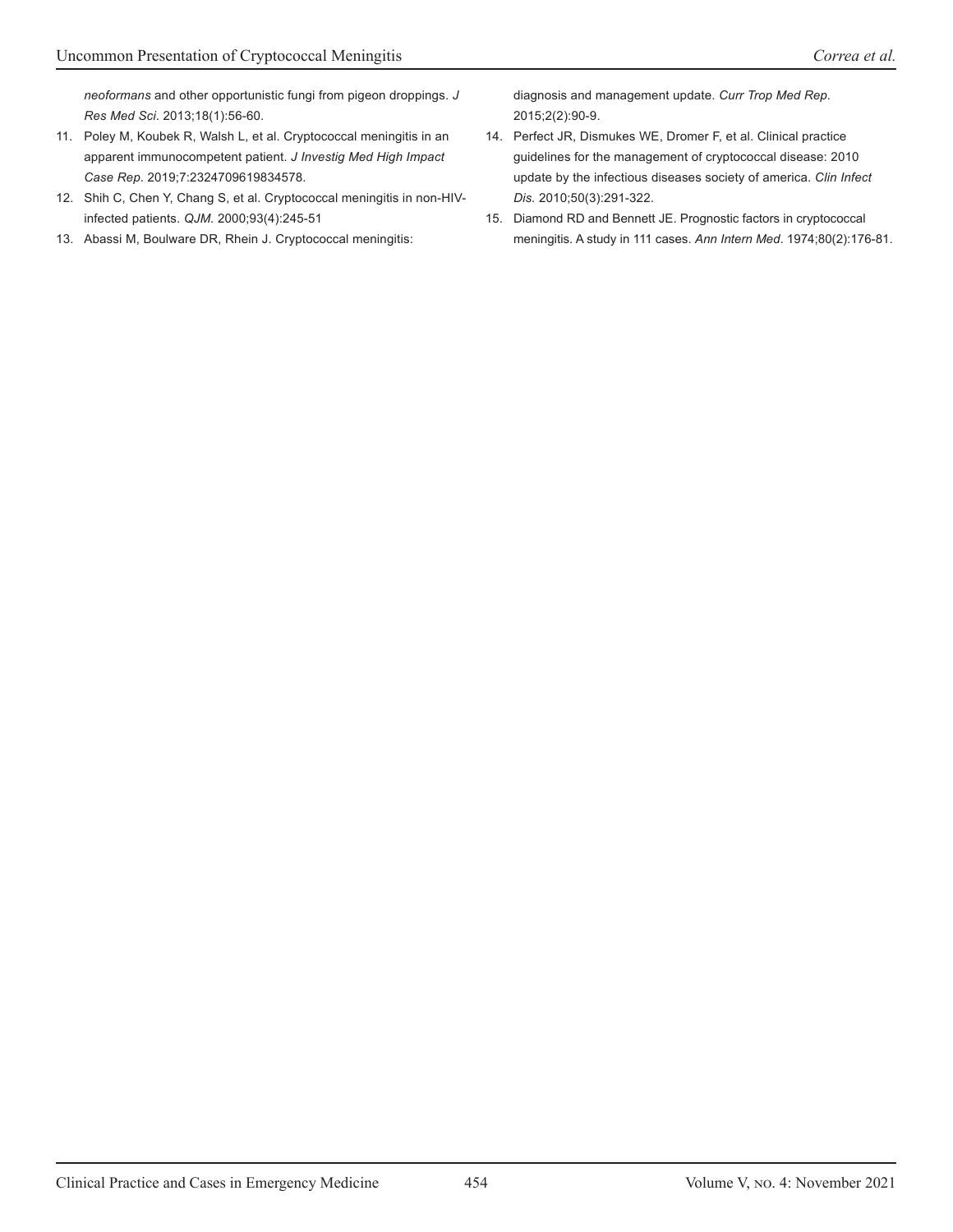*neoformans* and other opportunistic fungi from pigeon droppings. *J Res Med Sci*. 2013;18(1):56-60.

11. Poley M, Koubek R, Walsh L, et al. Cryptococcal meningitis in an apparent immunocompetent patient. *J Investig Med High Impact Case Rep*. 2019;7:2324709619834578.
12. Shih C, Chen Y, Chang S, et al. Cryptococcal meningitis in non-HIV-infected patients. *QJM*. 2000;93(4):245-51
13. Abassi M, Boulware DR, Rhein J. Cryptococcal meningitis: diagnosis and management update. *Curr Trop Med Rep*. 2015;2(2):90-9.
14. Perfect JR, Dismukes WE, Dromer F, et al. Clinical practice guidelines for the management of cryptococcal disease: 2010 update by the infectious diseases society of america. *Clin Infect Dis*. 2010;50(3):291-322.
15. Diamond RD and Bennett JE. Prognostic factors in cryptococcal meningitis. A study in 111 cases. *Ann Intern Med*. 1974;80(2):176-81.